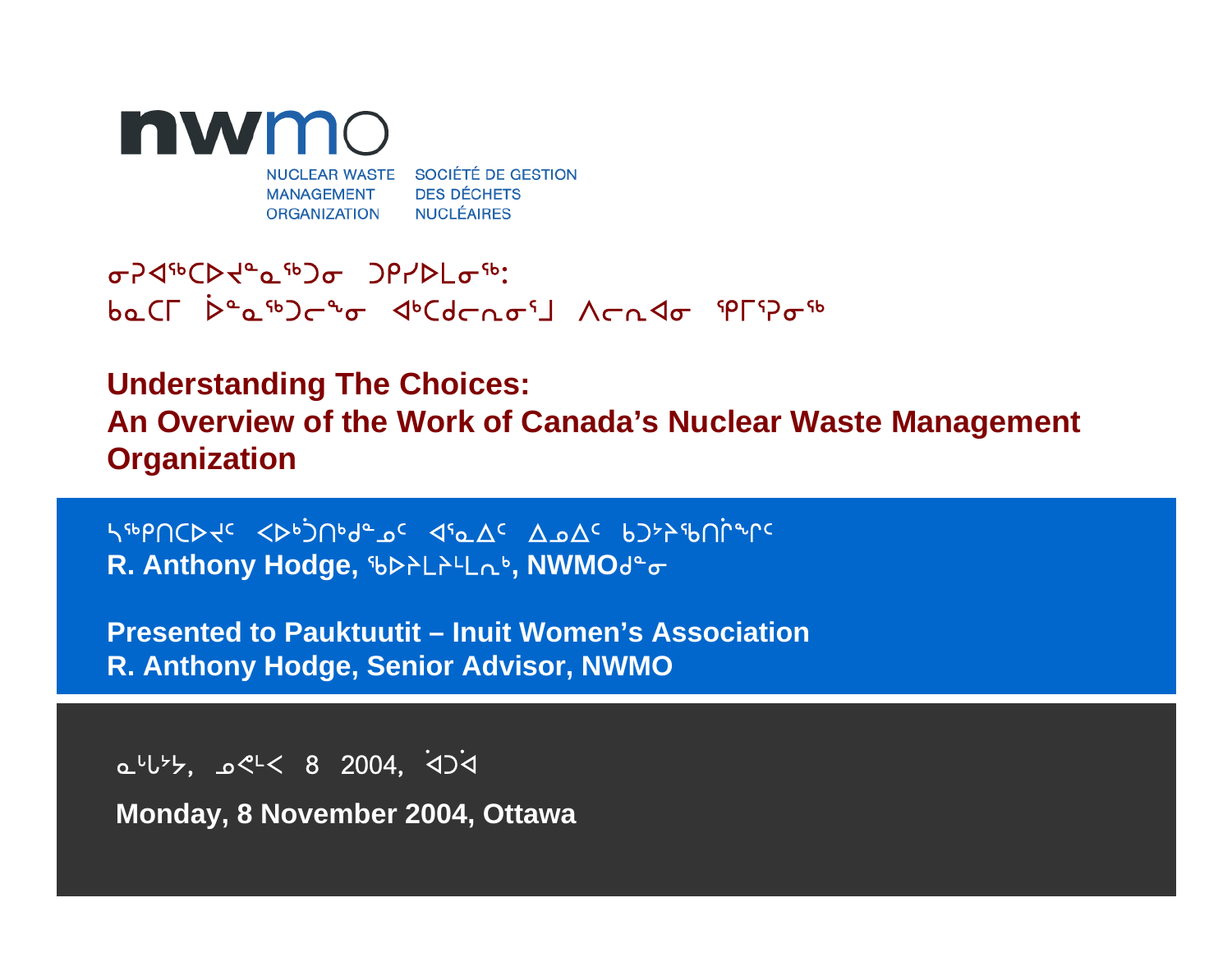**nwmo**

NUCLEAR WASTE MANAGEMENT ORGANIZATION

SOCIÉTÉ DE GESTION DES DÉCHETS NUCLÉAIRES

# ᓂᕈᐊᖅᑕᐅᔪᓐᓇᖅᑐᓂ ᑐᑭᓯᐅᒪᓂᖅ:
ᑲᓇᑕᒥ ᐆᓐᓇᖅᑐᓕᖕᓂ ᐊᒃᑕᑯᓕᕆᓂᕐᒧ ᐱᓕᕆᐊᓂ ᖁᒥᕐᕈᓂᖅ

# Understanding The Choices: An Overview of the Work of Canada's Nuclear Waste Management Organization

ᓴᖅᑭᑎᑕᐅᔪᑦ ᐸᐅᒃᑑᑎᒃᑯᓐᓄᑦ ᐊᕐᓇᐃᑦ ᐃᓄᐃᑦ ᑲᑐᔾᔨᖃᑎᒌᖕᒋᑦ
**R. Anthony Hodge, ᖃᐅᔨᒪᔨᒻᒪᕆᒃ, NWMOᑯᓐᓂ**

**Presented to Pauktuutit – Inuit Women's Association**
**R. Anthony Hodge, Senior Advisor, NWMO**

ᓇᒡᒐᔾᔭ, ᓄᕕᒻᐸ 8 2004, ᐋᑐᐋ

**Monday, 8 November 2004, Ottawa**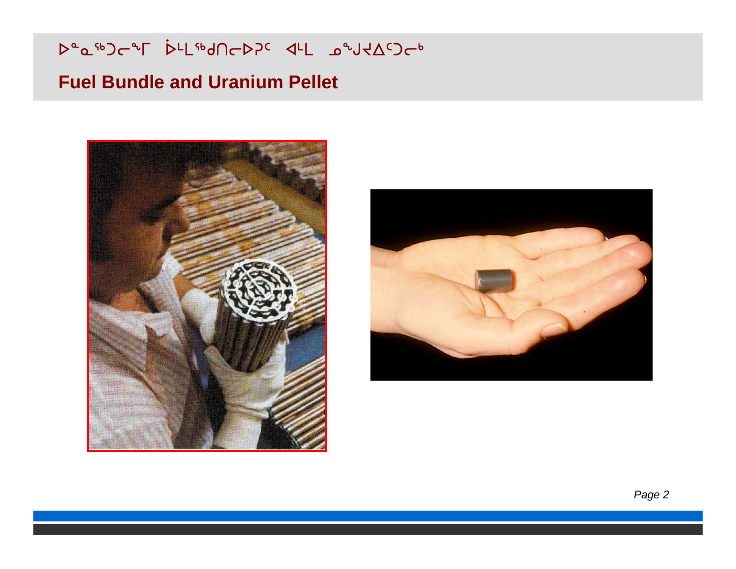# ᐅᓐᓂᖅᑐᓕᖕᒥ ᐆᒪᖅᑯᑎᓕᐅᕈᑦ ᐊᒻᒪ ᓄᕗᔪᐃᑦᑐᓕᒃ

## Fuel Bundle and Uranium Pellet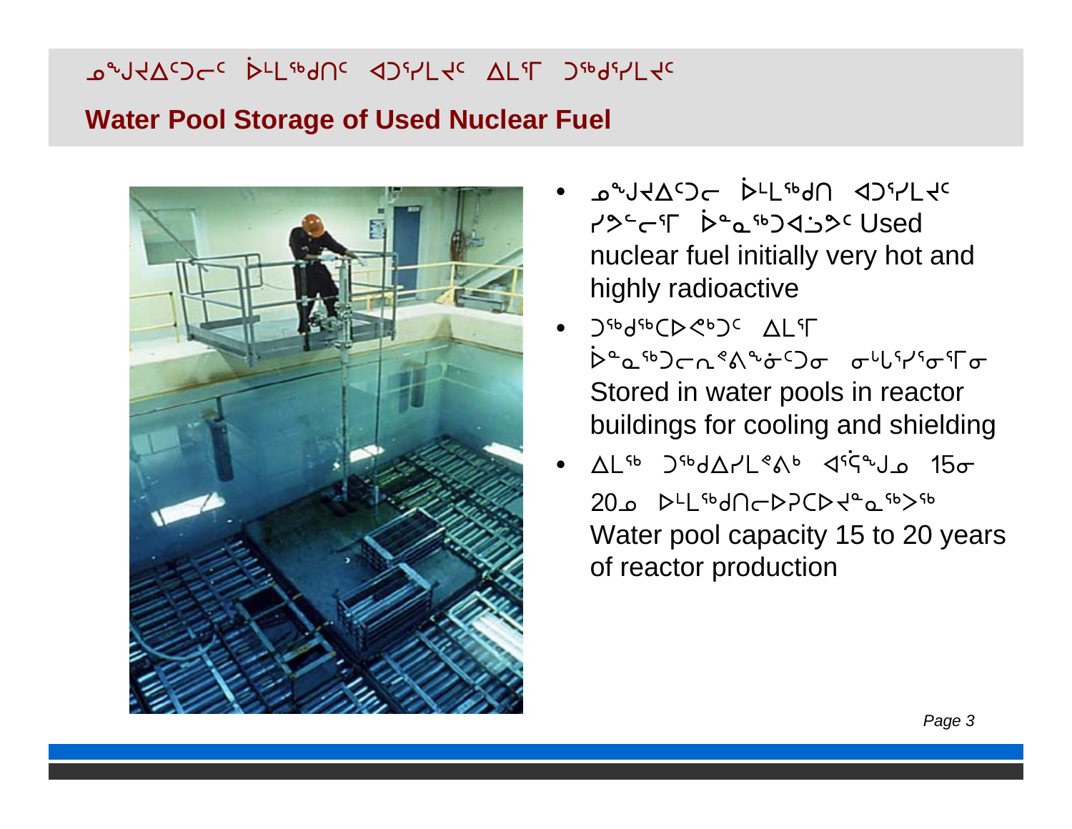# ᓄᖑᔪᐃᑦᑐᓕᑦ ᐆᒪᒃᑯᑎᑦ ᐊᑐᕐᓯᒪᔪᑦ ᐃᒪᕐᒥ ᑐᒃᑯᕐᓯᒪᔪᑦ

## Water Pool Storage of Used Nuclear Fuel

- ᓄᖑᔪᐃᑦᑐᓕ ᐆᒪᒃᑯᑎ ᐊᑐᕐᓯᒪᔪᑦ ᓯᕗᓪᓕᕐᒥ ᐆᓇᒃᑐᐊᓘᕗᑦ Used nuclear fuel initially very hot and highly radioactive
- ᑐᒃᑯᒃᑕᐅᕝᒃᑐᑦ ᐃᒪᕐᒥ ᐆᓇᒃᑐᓕᕆᐱᖅᓃᑦᑐᓂ ᓂᒡᒐᕐᓯᕐᓂᕐᒥᓂ Stored in water pools in reactor buildings for cooling and shielding
- ᐃᒪᒃ ᑐᒃᑯᐃᓯᒪᕝᐱᒃ ᐊᕐᕌᒍᓄ 15ᓂ 20ᓄ ᐅᒪᒃᑯᑎᓕᐅᕈᑕᐅᔪᓇᒃᐳᒃ Water pool capacity 15 to 20 years of reactor production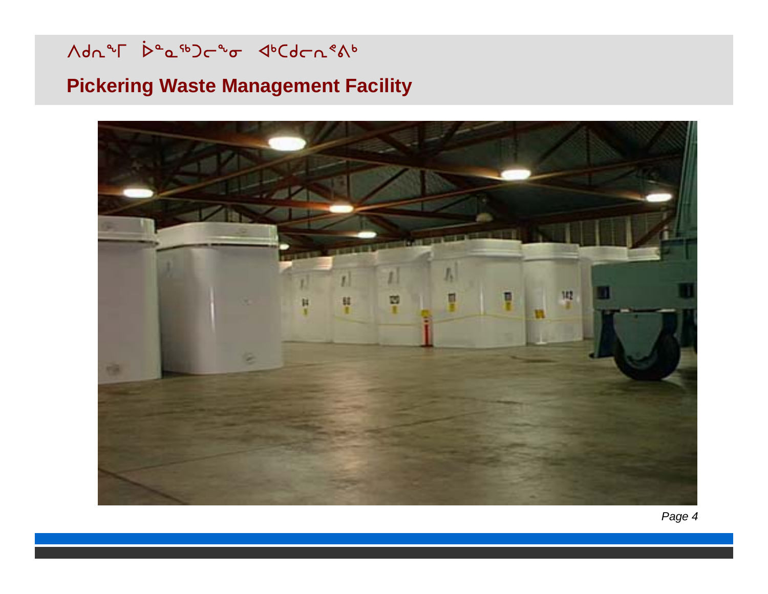# ᐱᑯᓂᖕᒥ ᐆᓇᖅᑐᓕᖕᓂ ᐊᒃᑕᑯᓕᓂᕝᐱᒃ

# Pickering Waste Management Facility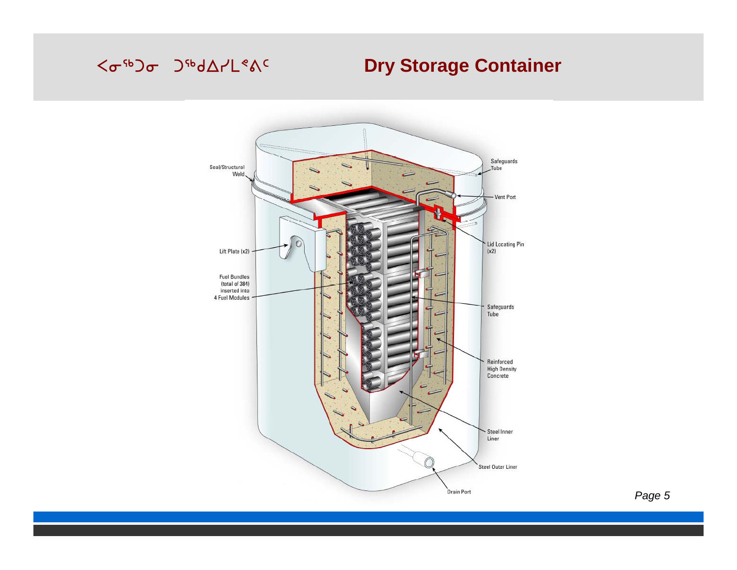# ᐸᓂᖅᑐᓂ ᑐᖅᑯᐃᓯᒪᖏᑦ    Dry Storage Container

Seal/Structural Weld

Lift Plate (x2)

Fuel Bundles (total of 384) inserted into 4 Fuel Modules

Safeguards Tube

Vent Port

Lid Locating Pin (x2)

Safeguards Tube

Reinforced High Density Concrete

Steel Inner Liner

Steel Outer Liner

Drain Port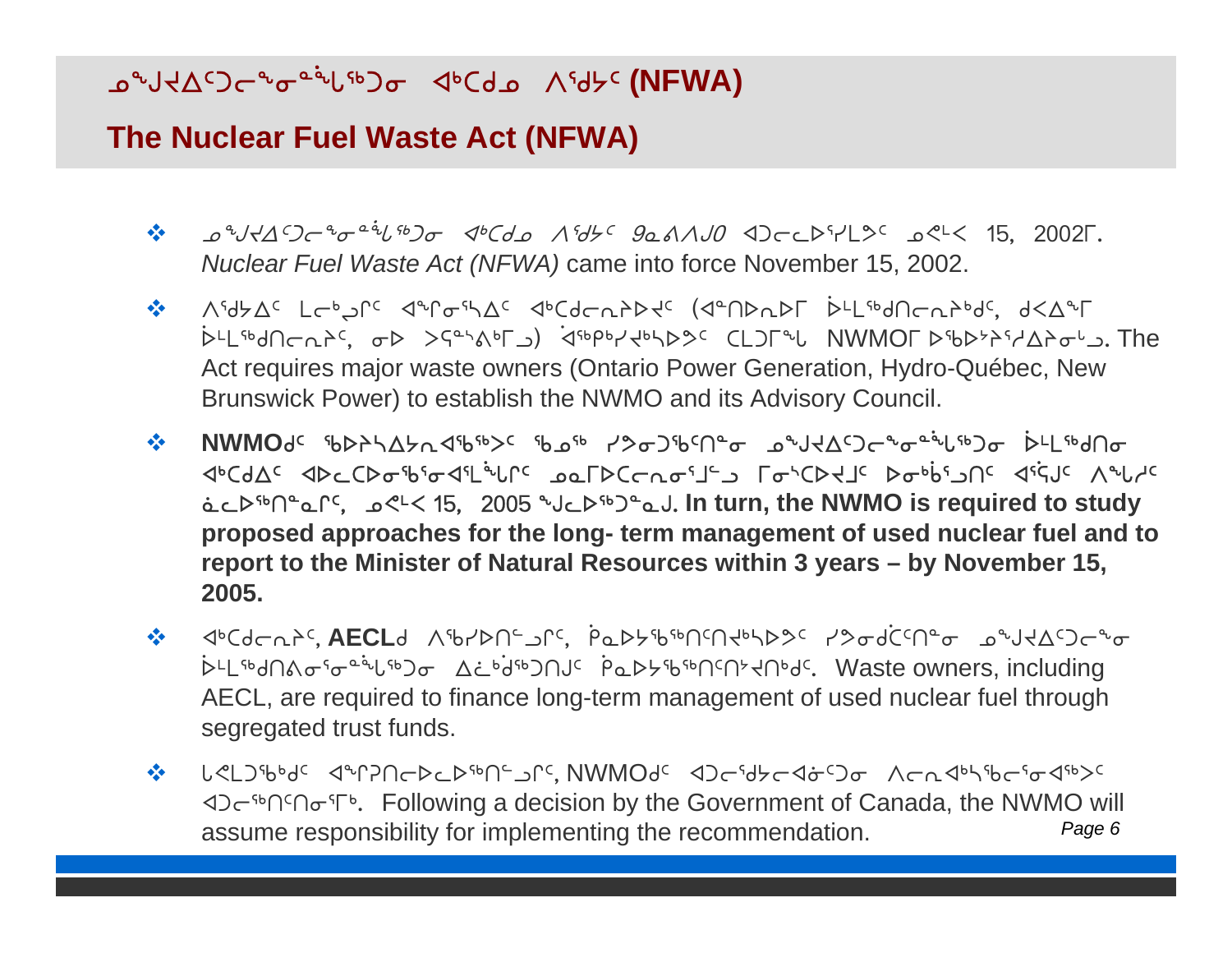# ᓄᒡᒍᐊᐃᑦᑐᓕᖕᓂᓐᖓᖅᑐᓂ ᐊᒃᑕᑯᓄ ᐱᖁᔭᑦ (NFWA)

# The Nuclear Fuel Waste Act (NFWA)

- ᓄᒡᒍᐊᐃᑦᑐᓕᖕᓂᓐᖓᖅᑐᓂ ᐊᒃᑕᑯᓄ ᐱᖁᔭᑦ ᑳᓇᑕᒥ ᐊᑐᓕᕆᐊᖅᓯᒪᔭᑦ ᓄᕕᒻᐸ 15, 2002ᒥ. *Nuclear Fuel Waste Act (NFWA)* came into force November 15, 2002.
- ᐱᖁᔭᐃᑦ ᒪᓕᒃᑯᒋᑦ ᐊᖏᓂᖅᓴᐃᑦ ᐊᒃᑕᑯᓕᕆᔨᐅᔪᑦ (ᐊᓐᑎᐅᕆᐅᒥ ᐆᒪᖅᑯᑎᓕᕆᔩᒃᑯᑦ, ᑯᐸᐃᒻᒥ ᐆᒪᖅᑯᑎᓕᕆᔨᑦ, ᓂᐅ ᐳᕋᓐᔅᕕᒃᒥᒍ) ᐋᖅᑭᒃᓯᔪᒃᓴᐅᕗᑦ ᑕᒪᑐᒥᖓ NWMOᒥ ᐅᖃᐅᔾᔨᕐᓯᐊᔾᔨᓂᒡᒍ. The Act requires major waste owners (Ontario Power Generation, Hydro-Québec, New Brunswick Power) to establish the NWMO and its Advisory Council.
- **NWMOᑯᑦ ᖃᐅᔨᓴᐃᔭᕆᐊᖃᖅᐳᑦ ᖃᓄᖅ ᓯᕗᓂᑐᖃᑦᑎᓐᓂ ᓄᒡᒍᐊᐃᑦᑐᓕᖕᓂᓐᖓᖅᑐᓂ ᐆᒪᖅᑯᑎᓂ ᐊᒃᑕᑯᐃᑦ ᐊᐅᓚᑕᐅᓂᖃᕐᓂᐊᕐᒪᖔᒋᑦ ᓄᓇᒥᐅᑕᓕᕆᓂᕐᒧᑦ ᒥᓂᔅᑕᐅᔪᒧᑦ ᐅᓂᒃᑳᕐᓗᑎᑦ ᐊᕐᕌᒍᑦ ᐱᖓᓱᑦ ᓈᓚᐅᖅᑎᓐᓇᒋᑦ, ᓄᕕᒻᐸ 15, 2005 ᖑᓚᐅᖅᑐᓇᒍ. In turn, the NWMO is required to study proposed approaches for the long- term management of used nuclear fuel and to report to the Minister of Natural Resources within 3 years – by November 15, 2005.**
- ᐊᒃᑕᑯᓕᕆᔨᑦ, **AECL**ᑯ ᐱᖃᓯᐅᑎᓪᓗᒋᑦ, ᑮᓇᐅᔭᖃᖅᑎᑦᑎᔪᒃᓴᐅᕗᑦ ᓯᕗᓂᑯᑖᑦᑎᓐᓂ ᓄᒡᒍᐊᐃᑦᑐᓕᖕᓂ ᐆᒪᖅᑯᑎᕙᓂᕐᓂᓐᖓᖅᑐᓂ ᐃᓛᒃᑰᖅᑐᑎᒍᑦ ᑮᓇᐅᔭᖃᖅᑎᑦᑎᔾᔪᑎᒃᑯᑦ. Waste owners, including AECL, are required to finance long-term management of used nuclear fuel through segregated trust funds.
- ᒐᕙᒪᒃᑯᑦ ᐊᖏᕈᑎᓕᐅᕆᐅᖅᑎᓪᓗᒋᑦ, NWMOᑯᑦ ᐊᑐᓕᖁᔭᓕᐊᓖᑦᑐᓂ ᐱᓕᕆᐊᒃᓴᖃᓕᕐᓂᐊᖅᐳᑦ ᐊᑐᓕᖅᑎᑦᑎᓂᕐᒥᒃ. Following a decision by the Government of Canada, the NWMO will assume responsibility for implementing the recommendation.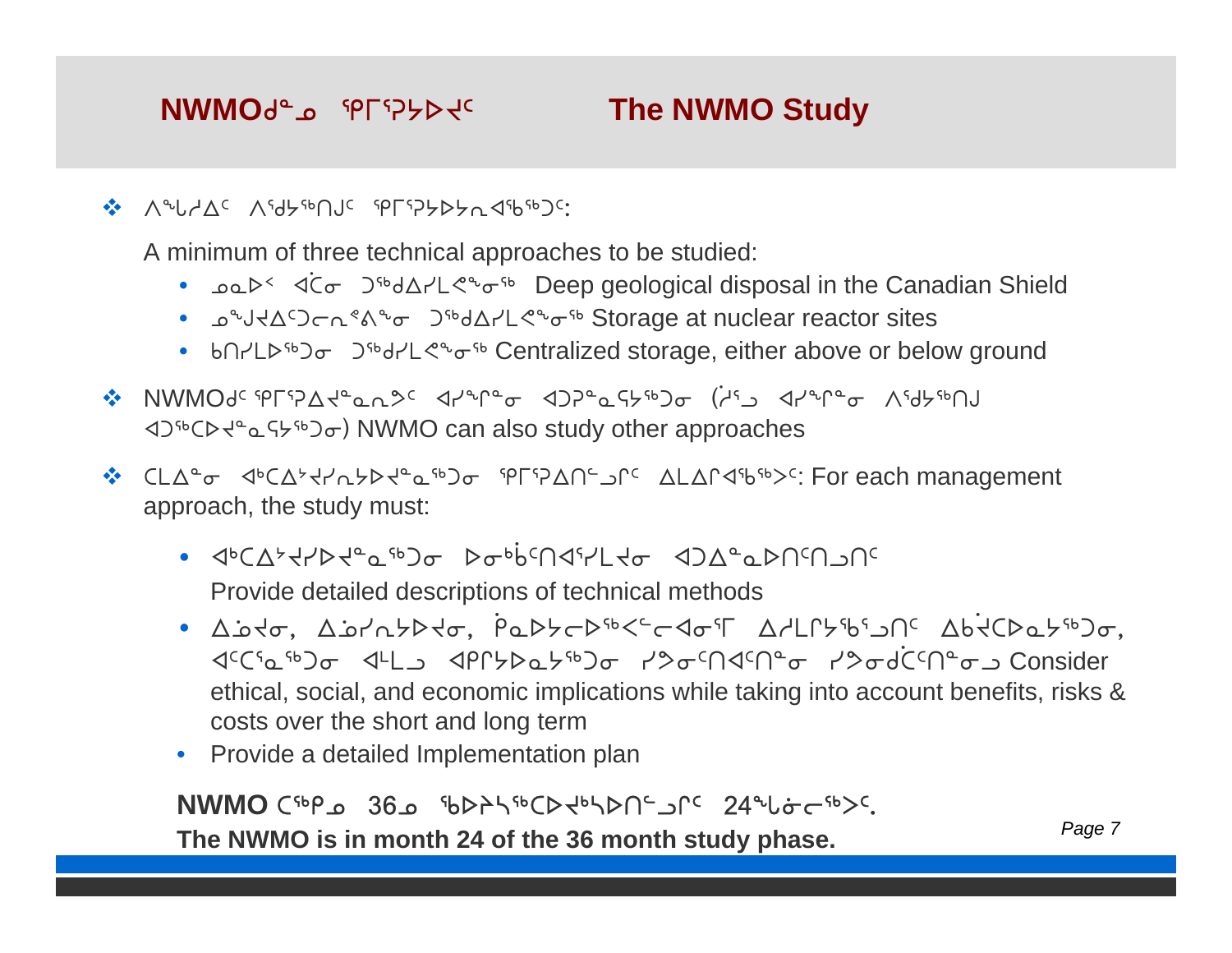# NWMOᑯᓐᓄ ᕿᒥᕐᕈᔭᐅᔪᑦ The NWMO Study

- ᐱᖓᓱᐃᑦ ᐱᕐᑯᔭᖅᑎᒍᑦ ᕿᒥᕐᕈᔭᐅᔭᕆᐊᖃᖅᑐᑦ:

  A minimum of three technical approaches to be studied:

  - ᓄᓇᐅᑉ ᐋᑕᓂ ᑐᖅᑯᐃᓯᒪᕙᓂᖅ Deep geological disposal in the Canadian Shield
  - ᓄᖑᔪᐃᑦᑐᓕᕆᕝᕕᖕᓂ ᑐᖅᑯᐃᓯᒪᕙᓂᖅ Storage at nuclear reactor sites
  - ᑲᑎᓯᒪᐅᖅᑐᓂ ᑐᖅᑯᓯᒪᕙᓂᖅ Centralized storage, either above or below ground

- NWMOᑯᑦ ᕿᒥᕐᕈᐃᔪᓐᓇᕆᕗᑦ ᐊᓯᖏᓐᓂ ᐊᑐᕈᓐᓇᕐᔪᖅᑐᓂ (ᓱᕐᓗ ᐊᓯᖏᓐᓂ ᐱᕐᑯᔭᖅᑎᒍ ᐊᑐᖅᑕᐅᔪᓐᓇᕐᔪᖅᑐᓂ) NWMO can also study other approaches

- ᑕᒪᐃᓐᓂ ᐊᒃᑕᐃᔾᔪᓯᕆᔭᐅᔪᓐᓇᖅᑐᓂ ᕿᒥᕐᕈᐃᑎᓪᓗᒋᑦ ᐃᒪᐃᒋᐊᖄᖅᐳᑦ: For each management approach, the study must:

  - ᐊᒃᑕᐃᔾᔪᓯᐅᔪᓐᓇᖅᑐᓂ ᐅᓂᒃᑳᑎᐊᕐᓯᒪᔪᓂ ᐊᑐᐃᓐᓇᐅᑎᑦᑎᓗᑎᑦ

    Provide detailed descriptions of technical methods
  - ᐃᓅᔪᓂ, ᐃᓅᓯᕆᔭᐅᔪᓂ, ᕿᓇᐅᔭᓕᐅᖅᐸᓪᓕᐊᓂᕐᒥ ᐃᓱᒪᒋᔭᖃᕐᓗᑎᑦ ᐃᑳᔫᑕᐅᓇᔭᖅᑐᓂ, ᐊᑦᑕᕐᓇᖅᑐᓂ ᐊᒻᒪᓗ ᐊᑭᒋᔭᐅᓇᔭᖅᑐᓂ ᓯᕗᓂᑎᐊᑎᓐᓂ ᓯᕗᓂᑰᑦᑎᓐᓂᓗ Consider ethical, social, and economic implications while taking into account benefits, risks & costs over the short and long term
  - Provide a detailed Implementation plan

**NWMO ᑕᖅᑭᓄ 36ᓄ ᖃᐅᔨᓴᖅᑕᐅᔪᒃᓴᐅᑎᓪᓗᒋᑦ 24ᖓᓃᓕᖅᐳᑦ.**
**The NWMO is in month 24 of the 36 month study phase.**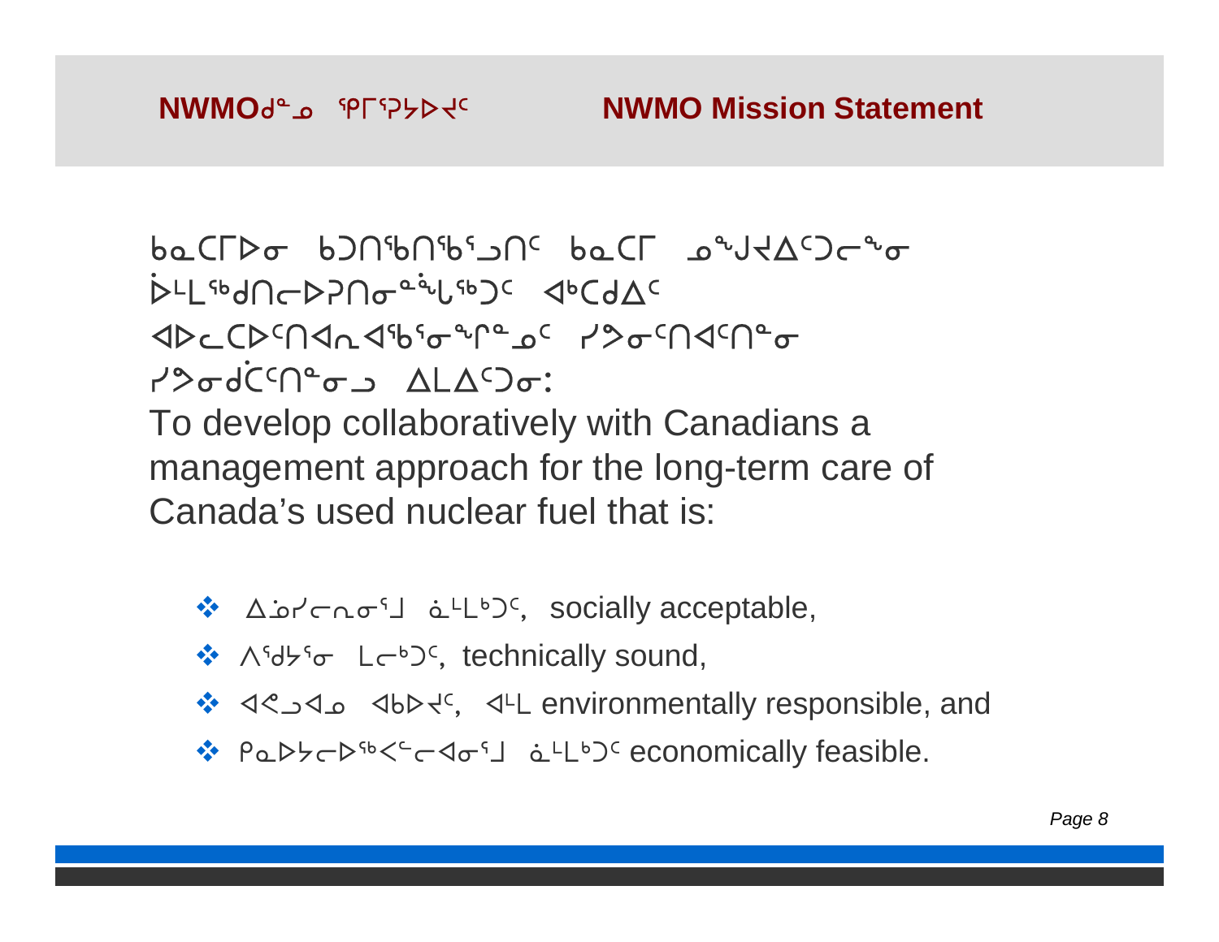## NWMOᑯᓐᓄ ᕿᒥᕐᕈᔭᐅᔪᑦ NWMO Mission Statement

ᑲᓇᑕᒥᐅᓂ ᑲᑐᑎᖃᑎᖃᕐᓗᑎᑦ ᑲᓇᑕᒥ ᓄᖑᔪᐃᑦᑐᓕᖅᓂ ᐆᒪᖅᑯᑎᓕᐅᕈᑎᓂᓐᖓᖅᑐᑦ ᐊᒃᑕᑯᐃᑦ ᐊᐅᓚᑕᐅᑦᑎᐊᕆᐊᖃᕐᓂᖏᓐᓄᑦ ᓯᕗᓂᑦᑎᐊᑦᑎᓐᓂ ᓯᕗᓂᑰᑦᑎᓐᓂᓗ ᐃᒪᐃᑦᑐᓂ:

To develop collaboratively with Canadians a management approach for the long-term care of Canada's used nuclear fuel that is:

- ᐃᓅᓯᓕᕆᓂᕐᒧ ᓈᒻᒪᒃᑐᑦ, socially acceptable,
- ᐱᕐᑯᔨᕐᓂ ᒪᓕᒃᑐᑦ, technically sound,
- ᐊᕙᓗᐊᓄ ᐊᑲᐅᔪᑦ, ᐊᒻᒪ environmentally responsible, and
- ᑮᓇᐅᔭᓕᐅᖅᐸᓪᓕᐊᓂᕐᒧ ᓈᒻᒪᒃᑐᑦ economically feasible.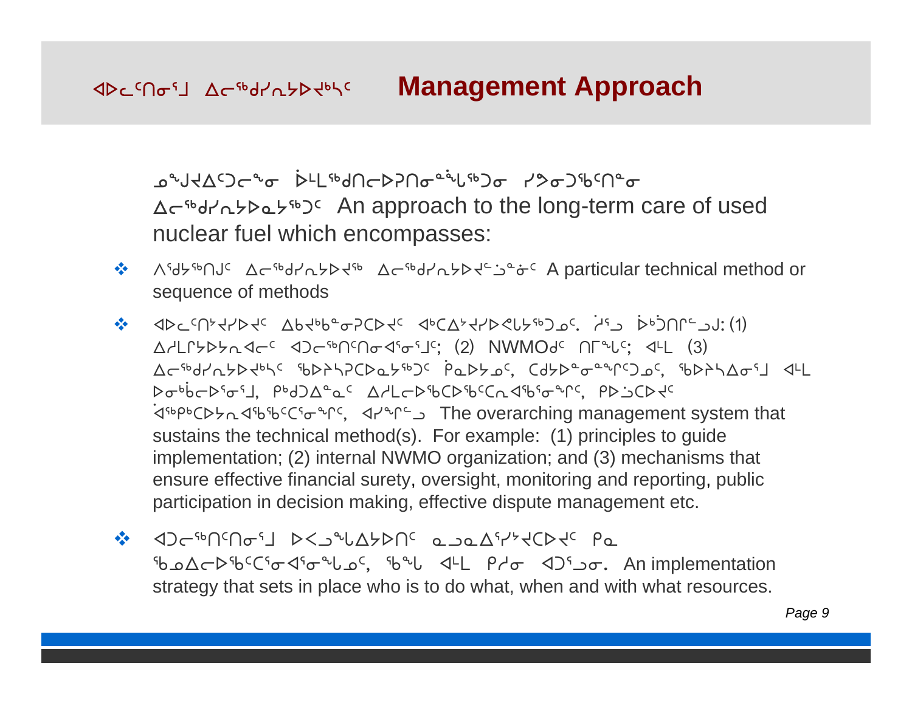# ᐊᐅᓚᑦᑎᓂᕐᒧ ᐃᓕᖅᑯᓯᕆᔾᔪᐊᒃᓯᑦ Management Approach

ᓄᖑᔪᐃᑦᑐᓕᖕᓂ ᐆᒪᖅᑯᑎᓕᐅᕈᑎᓂᖕᖓᖅᑐᓂ ᓯᕗᓂᑐᖃᑦᑎᓐᓂ ᐃᓕᖅᑯᓯᕆᔾᔪᓇᔾᖅᑐᑦ An approach to the long-term care of used nuclear fuel which encompasses:

- ᐱᕐᑯᔭᖅᑎᒍᑦ ᐃᓕᖅᑯᓯᕆᔾᔪᐊᖅ ᐃᓕᖅᑯᓯᕆᔾᔪᐊᓪᓗᓐᓂᑦ A particular technical method or sequence of methods
- ᐊᐅᓚᑦᑎᔾᔪᓯᐅᐊᑦ ᐃᑲᔪᒃᑲᓐᓂᕈᑕᐅᐊᑦ ᐊᒃᑕᐃᔾᔪᓯᐅᕙᒃᓴᖅᑐᓄᑦ. ᐋᕐᓗ ᐆᒃᑑᑎᒋᓪᓗᒍ: (1) ᐃᓱᒪᒋᔭᐅᔭᕆᐊᓕᑦ ᐊᑐᓕᖅᑎᑦᑎᓂᐊᕐᓂᕐᒧᑦ; (2) NWMOᑯᑦ ᑎᒥᖓᑦ; ᐊᒻᒪ (3) ᐃᓕᖅᑯᓯᕆᔾᔪᐊᒃᓯᑦ ᖃᐅᔨᓴᕈᑕᐅᓇᔾᖅᑐᑦ ᑮᓇᐅᔭᓄᑦ, ᑕᑯᔭᐅᓂᖕᖏᑦᑐᓄᑦ, ᖃᐅᔨᓴᐃᓂᕐᒧ ᐊᒻᒪ ᐅᓂᒃᑳᓕᐅᕐᓂᕐᒧ, ᑭᒃᑯᐃᓐᓇᑦ ᐃᓱᒪᓕᐅᖅᑕᐅᖃᑦᑕᕆᐊᖃᕐᓂᖏᑦ, ᑭᐅᓗᑕᐅᐊᑦ ᐋᖅᑭᒃᑕᐅᓴᕆᐊᖃᖃᑦᑕᕐᓂᖏᑦ, ᐊᓯᖏᓪᓗ The overarching management system that sustains the technical method(s). For example: (1) principles to guide implementation; (2) internal NWMO organization; and (3) mechanisms that ensure effective financial surety, oversight, monitoring and reporting, public participation in decision making, effective dispute management etc.
- ᐊᑐᓕᖅᑎᑦᑎᓂᕐᒧ ᐅᐸᓗᖓᐃᔭᐅᑎᑦ ᓇᓗᓇᐃᕐᓯᔾᔪᑕᐅᐊᑦ ᑭᓇ ᖃᓄᐃᓕᐅᖃᑦᑕᕐᓂᐊᕐᓂᖓᓄᑦ, ᖃᖓ ᐊᒻᒪ ᑭᓱᓂ ᐊᑐᕐᓗᓂ. An implementation strategy that sets in place who is to do what, when and with what resources.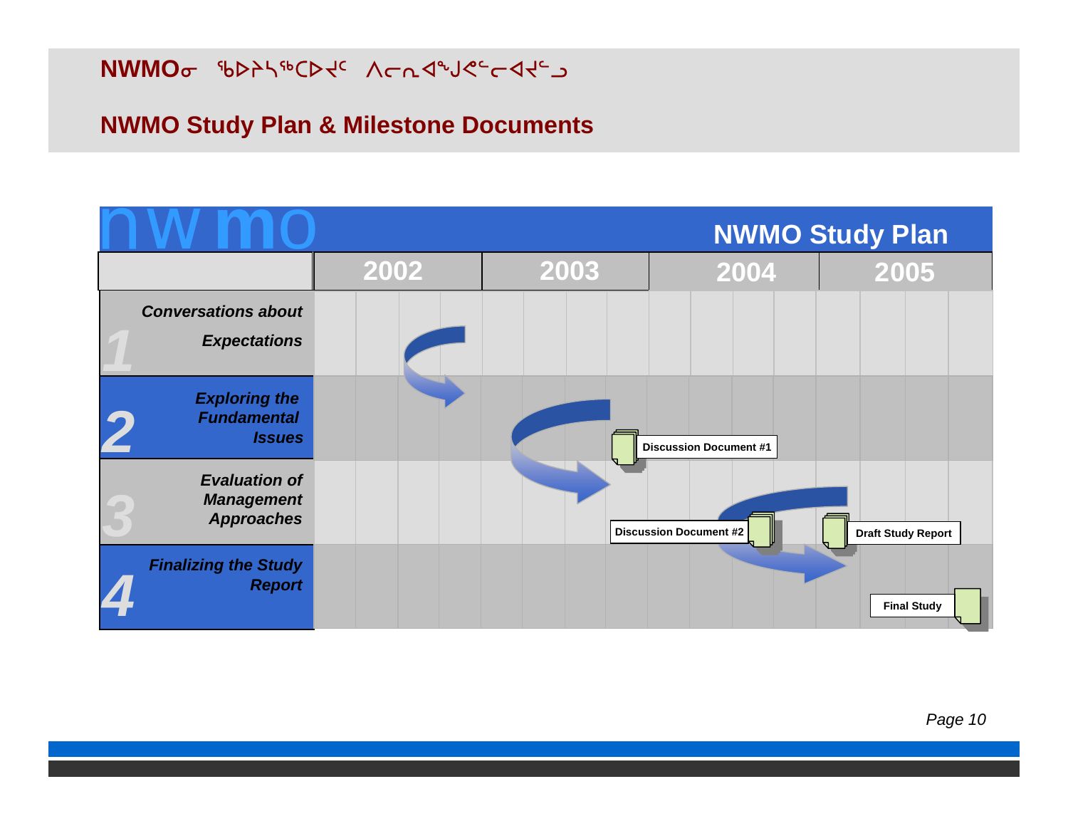NWMOᓂ ᖃᐅᔨᓴᖅᑕᐅᔪᑦ ᐱᓕᕆᐊᖑᕙᓪᓕᐊᔪᓪᓗ

## NWMO Study Plan & Milestone Documents

nwmo

**NWMO Study Plan**

| | 2002 | 2003 | 2004 | 2005 |
|---|---|---|---|---|
| **1** *Conversations about Expectations* | | | | |
| **2** *Exploring the Fundamental Issues* | | | Discussion Document #1 | |
| **3** *Evaluation of Management Approaches* | | | Discussion Document #2 | Draft Study Report |
| **4** *Finalizing the Study Report* | | | | Final Study |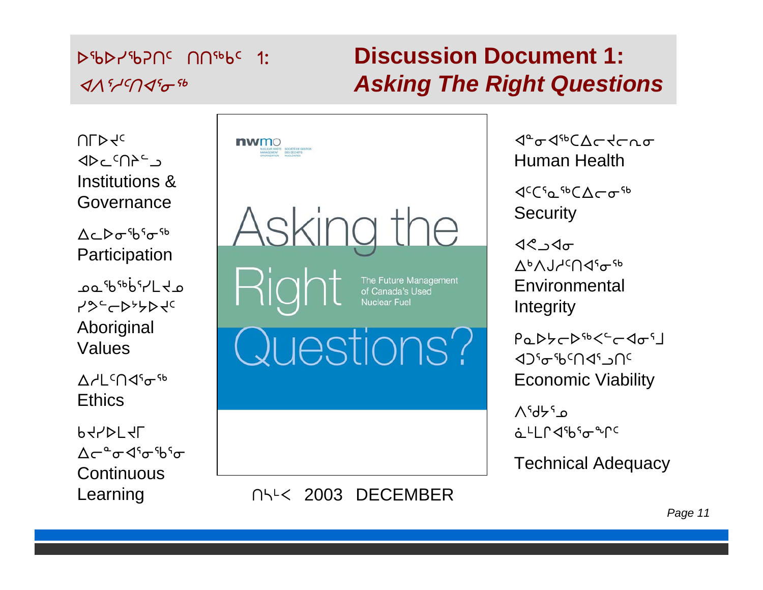## ᐅᖃᐅᓯᖃᕈᑎᑦ ᑎᑎᖅᑲᑦ 1: ᐊᐱᕐᓱᑎᐊᕐᓂᖅ

## **Discussion Document 1: *Asking The Right Questions***

ᑎᒥᐅᔪᑦ ᐊᐅᓚᑦᑎᔨᓪᓗ
Institutions & Governance

ᐃᓚᐅᓂᖃᕐᓂᖅ
Participation

ᓄᓇᖃᖅᑳᕐᓯᒪᔪᓄ ᓱᕈᓪᓚᐅᔾᔭᐅᔪᑦ
Aboriginal Values

ᐃᓱᒪᑦᑎᐊᕐᓂᖅ
Ethics

ᑲᔪᓯᐅᒪᔪᒥ ᐃᓕᓐᓂᐊᕐᓂᖃᕐᓂ
Continuous Learning

Asking the Right Questions?
The Future Management of Canada's Used Nuclear Fuel

ᑎᓭᑉᐸ 2003 DECEMBER

ᐊᓂᐊᖅᑕᐃᓕᔪᓕᕆᓂ
Human Health

ᐊᑦᑕᕐᓇᖅᑕᐃᓕᓂᖅ
Security

ᐊᕙᓗᐊᓂ ᐃᒃᐱᒍᓱᑦᑎᐊᕐᓂᖅ
Environmental Integrity

ᑮᓇᐅᔭᓕᐅᖅᐸᓪᓚᐊᓂᕐᒧ ᐊᑐᕐᓂᖃᑦᑎᐊᕐᓗᑎᑦ
Economic Viability

ᐱᕐᑯᔭᕐᓄ ᓈᒻᒪᒋᐊᖃᕐᓂᖏᑦ
Technical Adequacy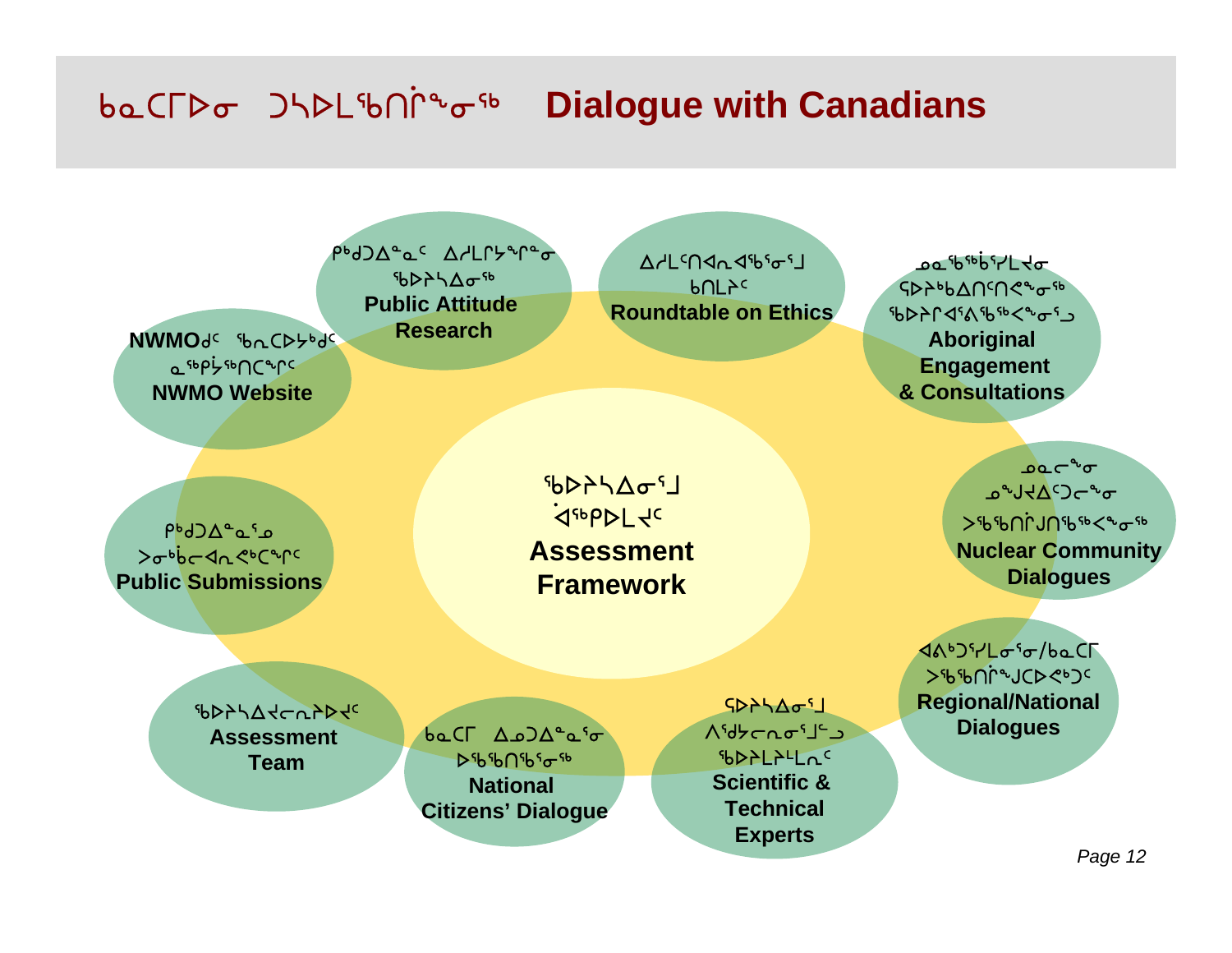# ᑲᓇᑕᒥᐅᓂ ᑐᓴᐅᒪᖃᑎᒌᖕᓂᖅ Dialogue with Canadians

**ᖃᐅᔨᓴᐃᓂᕐᒧ ᐋᖅᑭᐅᒪᔪᑦ**
**Assessment Framework**

ᑭᒃᑯᐃᓐᓇᑦ ᐃᓱᒪᒋᔭᖏᓐᓂ ᖃᐅᔨᓴᐃᓂᖅ
**Public Attitude Research**

ᐃᓱᒪᑦᑎᐊᕆᐊᖃᕐᓂᕐᒧ ᑲᑎᒪᔾᑦ
**Roundtable on Ethics**

ᓄᓇᖃᖄᖅᓯᒪᔪᓂ ᕿᐅᔾᒃᐃᑎᑦᑎᕙᓐᓂᖅ ᖃᐅᔾᔨᐊᕐᕕᖃᖅᐸᓐᓂᕐᒧ
**Aboriginal Engagement & Consultations**

ᓄᓇᓕᖕᓂ ᓄᖁᔭᐃᑦᑐᓕᖕᓂ ᐳᖅᖃᑎᒌᒍᑎᖃᖅᐸᓐᓂᖅ
**Nuclear Community Dialogues**

ᐊᕕᒃᑐᖅᓯᒪᓂᕐᓂ/ᑲᓇᑕᒥ ᐳᖅᖃᑎᒌᖑᑕᐅᕙᒃᑐᑦ
**Regional/National Dialogues**

ᕿᐅᔨᓴᐃᓂᕐᒧ ᐱᖁᔭᓕᕆᓂᕐᒧᓪᓗ ᖃᐅᔨᒪᔨᒻᒪᕆᑦ
**Scientific & Technical Experts**

ᑲᓇᑕᒥ ᐃᓄᐃᓐᓈᖅᓂ ᐅᖃᖃᑎᖃᖅᓂᖅ
**National Citizens' Dialogue**

ᖃᐅᔨᓴᐃᔪᓕᕆᔩᑦ
**Assessment Team**

ᑭᒃᑯᐃᓐᓈᖅᓄ ᐳᓂᒃᑳᐊᕆᐸᒃᑕᖏᑦ
**Public Submissions**

NWMOᑯᑦ ᖃᕆᑕᐅᔭᒃᑯᑦ ᓇᖅᕿᔮᖅᑎᑕᖏᑦ
**NWMO Website**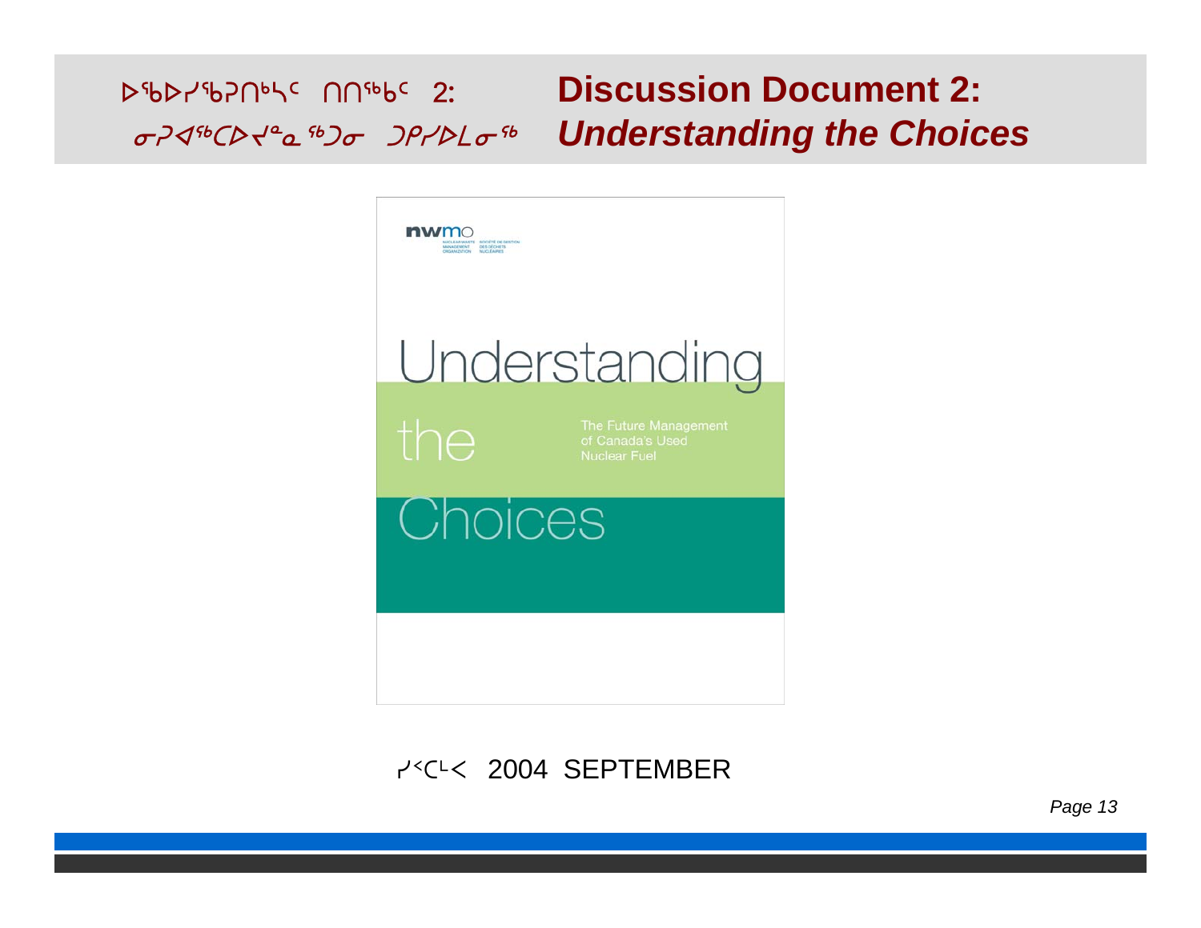# ᐅᖃᐅᓯᖃᕈᑎᒃᓴᑦ ᑎᑎᖅᑲᑦ 2: ᓂᕈᐊᖅᑕᐅᔪᓐᓇᖅᑐᓂ ᑐᑭᓯᐅᒪᓂᖅ

# Discussion Document 2: *Understanding the Choices*

nwmo
NUCLEAR WASTE MANAGEMENT ORGANIZATION
SOCIÉTÉ DE GESTION DES DÉCHETS NUCLÉAIRES

Understanding the Choices

The Future Management of Canada's Used Nuclear Fuel

ᓯᑉᑕᒻᐸ 2004 SEPTEMBER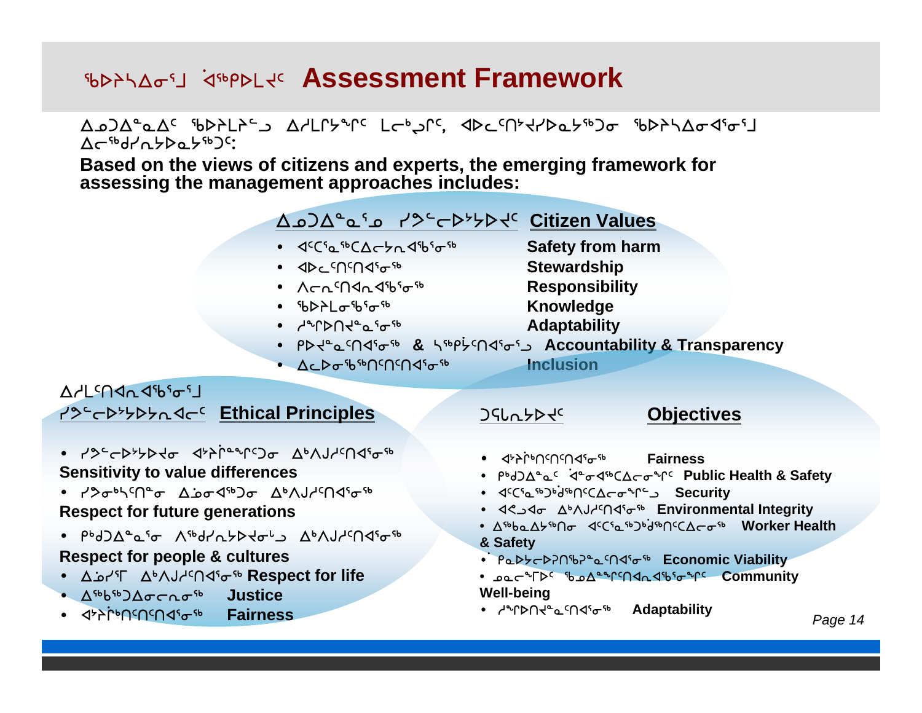# ᖃᐅᔨᓴᐃᓂᕐᒧ ᐋᖅᑭᐅᒪᔪᑦ Assessment Framework

ᐃᓄᐃᑦ ᐱᓕᕆᐊᒃᓴᖏᑦᑕ ᐃᓱᒪᓕᐅᕈᑎᖏᑦ ᒪᓕᒐᓕᐅᕐᓂᖅ, ᐊᐅᓚᑦᑎᔾᔪᑎᖃᕐᓂᖅ ᖃᐅᔨᓴᐃᓂᐊᕐᓂᕐᒧᑦ ᐃᓚᖃᖅᑐᖃᕐᓂᖅ:

**Based on the views of citizens and experts, the emerging framework for assessing the management approaches includes:**

## ᐃᓄᐃᑦ ᓱᕐᕋᐅᑎᖏᑦ Citizen Values

- ᐊᑦᑕᕐᓇᖅᑕᐃᓕᔪᓐᓇᖅᑐᓂᖅ **Safety from harm**
- ᐊᐅᓚᑦᑎᑦᑎᐊᕐᓂᖅ **Stewardship**
- ᐱᓕᕆᐊᖃᕐᓂᖅ **Responsibility**
- ᖃᐅᔨᒪᓂᖅ **Knowledge**
- ᓱᕐᕋᐅᑎᔪᓐᓇᕐᓂᖅ **Adaptability**
- ᑭᐅᔪᓐᓇᑦᑎᐊᕐᓂᖅ & ᓴᖅᑭᔭᑦᑎᐊᕐᓂᕐᒧᑦ **Accountability & Transparency**
- ᐃᓚᐅᓂᖅᑎᑦᑎᐊᕐᓂᖅ **Inclusion**

## ᐃᓱᒪᑦᑎᐊᕐᓂᕐᒧᑦ ᓱᕐᕋᐅᑎᖏᑦ Ethical Principles

- ᓱᕐᕋᐅᑎᖏᑦ ᐊᔾᔨᒌᙱᑦᑐᓂ ᐃᑉᐱᒍᓱᑦᑎᐊᕐᓂᖅ
  **Sensitivity to value differences**
- ᓱᕐᕋᓂᒃᓴᑦᑎᓐᓂ ᐃᓅᓂᐊᖅᑐᓂ ᐃᑉᐱᒍᓱᑦᑎᐊᕐᓂᖅ
  **Respect for future generations**
- ᑭᒃᑯᐃᓐᓇᕐᓂ ᐱᖅᑯᓯᖃᕐᓂᓪᓗ ᐃᑉᐱᒍᓱᑦᑎᐊᕐᓂᖅ
  **Respect for people & cultures**
- ᐃᓅᓯᕐᒥ ᐃᑉᐱᒍᓱᑦᑎᐊᕐᓂᖅ **Respect for life**
- ᐃᖅᑲᖅᑐᐃᓂᓕᕆᓂᖅ **Justice**
- ᐊᔾᔨᒌᒃᑎᑦᑎᑦᑎᐊᕐᓂᖅ **Fairness**

## ᑐᕌᒐᓴᐅᔪᑦ Objectives

- ᐊᔾᔨᒌᒃᑎᑦᑎᑦᑎᐊᕐᓂᖅ **Fairness**
- ᑭᒃᑯᐃᓐᓇᑦ ᐋᓐᓂᐊᖅᑕᐃᓕᓂᕐᒥᑦ **Public Health & Safety**
- ᐊᑦᑕᕐᓇᖅᑐᖁᖅᑎᑦᑕᐃᓕᓂᕐᒥᒃ **Security**
- ᐊᕙᑎᓂ ᐃᑉᐱᒍᓱᑦᑎᐊᕐᓂᖅ **Environmental Integrity**
- ᐃᖅᑲᓇᐃᔭᖅᑎᓂ ᐊᑦᑕᕐᓇᖅᑐᖁᖅᑎᑦᑕᐃᓕᓂᖅ **Worker Health & Safety**
- ᑮᓇᐅᔭᓕᐅᕈᑎᖃᕈᓐᓇᑦᑎᐊᕐᓂᖅ **Economic Viability**
- ᓄᓇᓕᖕᒥᐅᑦ ᖃᓄᐃᙵᑦᑎᐊᕆᐊᖃᕐᓂᖏᑦ **Community Well-being**
- ᓱᕐᕋᐅᑎᔪᓐᓇᑦᑎᐊᕐᓂᖅ **Adaptability**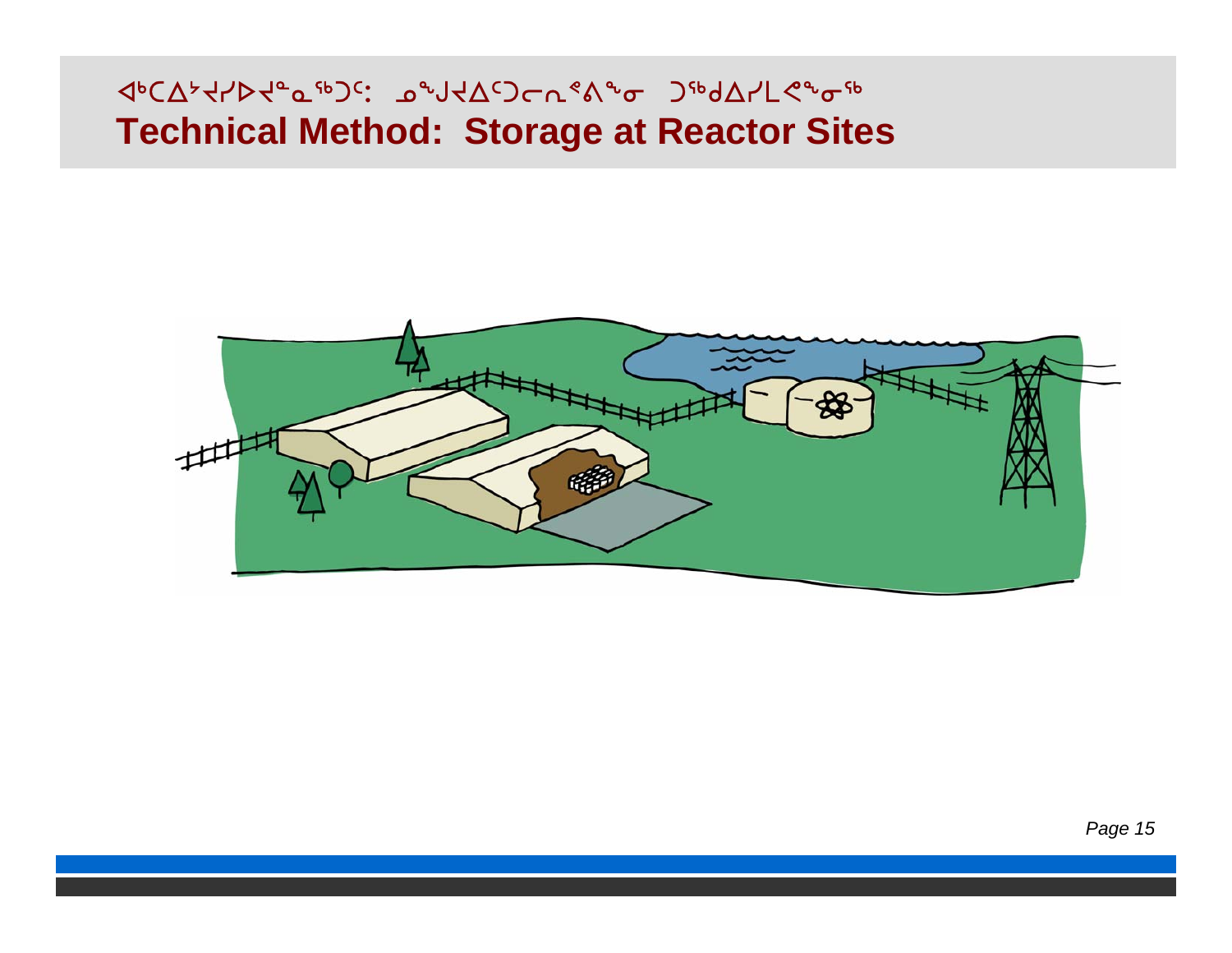# ᐊᑲᐃᔾᔪᐊᓄᖃᑦ: ᓄᕗᔪᐃᑦᑕᑎᖔᓂ ᑐᖃᐃᓯᒪᕚᓂᖅ
# Technical Method: Storage at Reactor Sites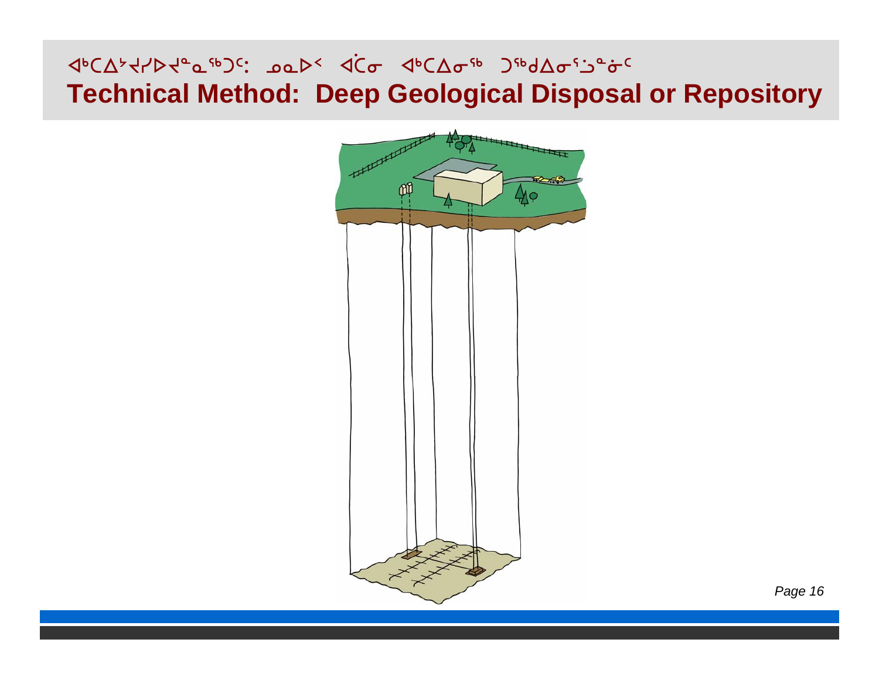# ᐊᒃᑕᐃᔾᔪᓯᐅᔪᓐᓇᖅᑐᑦ: ᓄᓇᐅᑉ ᐋᑖᓂ ᐊᒃᑕᐃᓂᖅ ᑐᖅᑯᐃᓂᕐᓗᓐᓃᑦ

# Technical Method: Deep Geological Disposal or Repository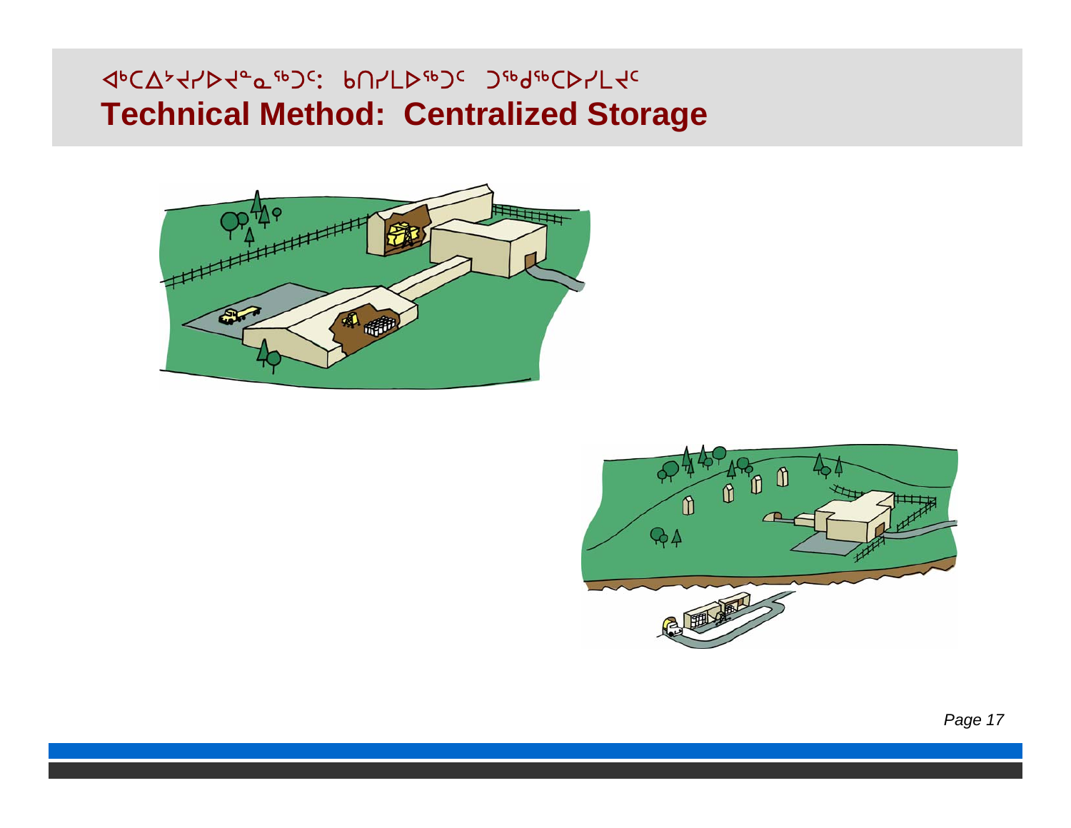# ᐊᒃᑕᐃᔾᔪᓯᐅᔪᓐᓇᖅᑐᑦ: ᑲᑎᓯᒪᐅᖅᑐᑦ ᑐᖁᖅᑕᐅᓯᒪᔪᑦ
# Technical Method: Centralized Storage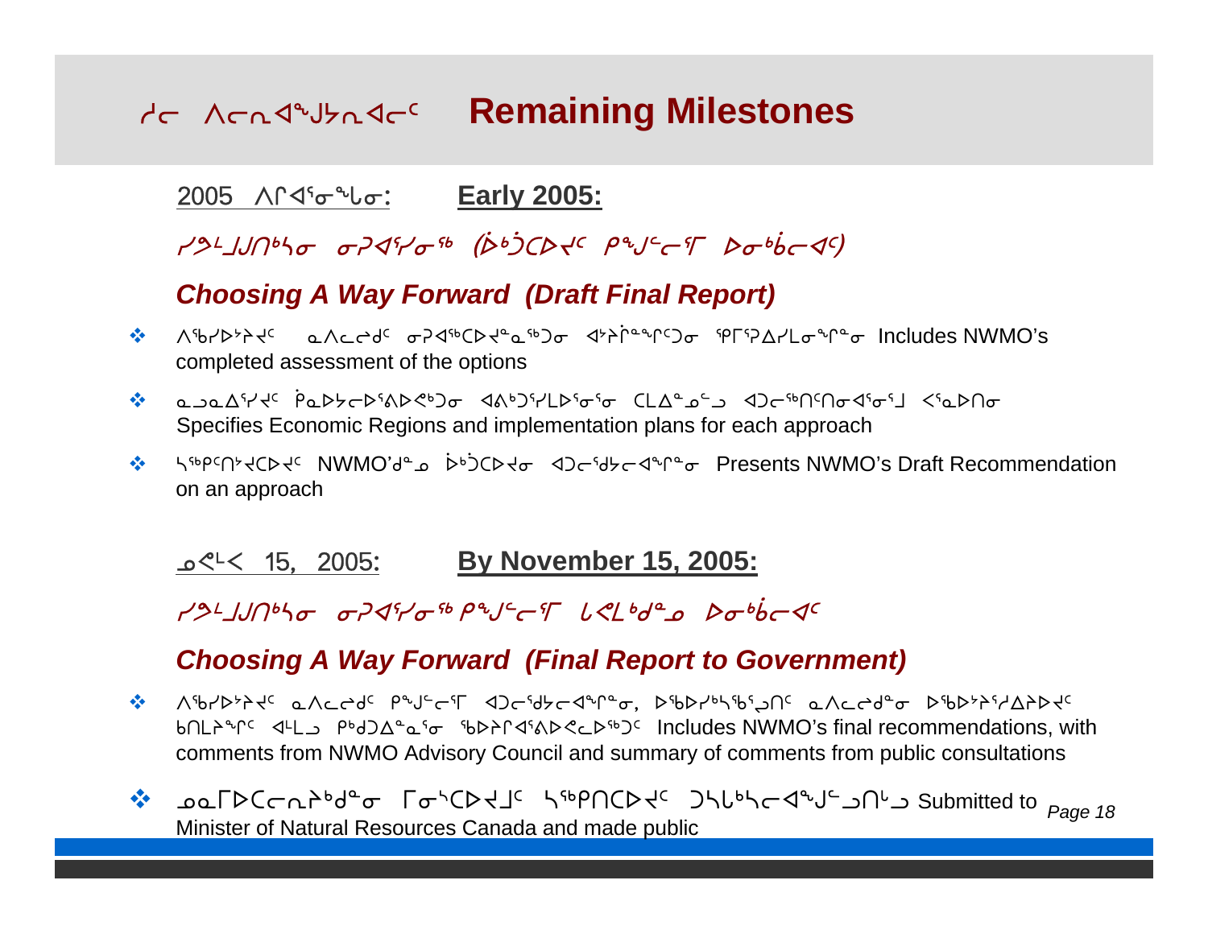# ᓱᓕ ᐱᓕᕆᐊᖑᔪᕆᐊᓕᑦ Remaining Milestones

2005 ᐱᒋᐊᕐᓂᖓᓂ: **Early 2005:**

ᓯᕗᒻᒧᑦᑎᑦᓯᓂ ᓂᕈᐊᕐᓯᓂᖅ (ᐆᒃᑑᑕᐅᔪᑦ ᑭᖑᓪᓕᕐᒥ ᐅᓂᒃᑳᓕᐊᑦ)

***Choosing A Way Forward (Draft Final Report)***

- ᐱᖃᓯᐅᔾᔭᔪᑦ ᓇᐱᓚᓱᑯᑦ ᓂᕈᐊᖅᑕᐅᔪᓐᓇᖅᑐᓂ ᐊᔾᔨᒌᖕᖏᑦᑐᓂ ᕿᒥᕐᕈᐃᓯᒪᓂᖏᓐᓂ Includes NWMO's completed assessment of the options
- ᓇᓗᓇᐃᕐᓯᔪᑦ ᑮᓇᐅᔭᓕᐅᕐᕕᐅᕙᒃᑐᓂ ᐊᕕᒃᑐᕐᓯᒪᐅᕐᓂᕐᓂ ᑕᒪᐃᓐᓄᑦᓗ ᐊᑐᓕᖅᑎᑦᑎᓂᐊᕐᓂᕐᒧ ᐸᕐᓇᐅᑎᓂ Specifies Economic Regions and implementation plans for each approach
- ᓴᖅᑭᑎᔾᔪᑕᐅᔪᑦ NWMO'ᑯᓐᓄ ᐆᒃᑑᑕᐅᔪᓂ ᐊᑐᓕᕐᑯᔭᓕᐊᖕᒋᓐᓂ Presents NWMO's Draft Recommendation on an approach

ᓄᕙᒻᐸ 15, 2005: **By November 15, 2005:**

ᓯᕗᒻᒧᑦᑎᑦᓯᓂ ᓂᕈᐊᕐᓯᓂᖅ ᑭᖑᓪᓕᕐᒥ ᒐᕙᒪᒃᑯᓐᓄ ᐅᓂᒃᑳᓕᐊᑦ

***Choosing A Way Forward (Final Report to Government)***

- ᐱᖃᓯᐅᔾᔭᔪᑦ ᓇᐱᓚᓱᑯᑦ ᑭᖑᓪᓕᕐᒥ ᐊᑐᓕᕐᑯᔭᓕᐊᖕᒋᓐᓂ, ᐅᖃᐅᓯᒃᓴᖅᑐᑎᑦ ᓇᐱᓚᓱᑯᓐᓂ ᐅᖃᐅᔾᔨᓯᐃᔨᐅᔪᑦ ᑲᑎᒪᔨᖏᑦ ᐊᒻᒪᓗ ᑭᒃᑯᐃᓐᓇᕐᓂ ᖃᐅᔨᒋᐊᕐᕕᐅᕙᓪᓚᐅᖅᑐᑦ Includes NWMO's final recommendations, with comments from NWMO Advisory Council and summary of comments from public consultations
- ᓄᓇᒥᐅᑕᓕᕆᔩᒃᑯᓐᓂ ᒥᓂᔅᑕᐅᔪᒧᑦ ᓴᖅᑭᑎᑕᐅᔪᑦ ᑐᓴᒐᒃᓴᓕᐊᖑᓪᓗᑎᒡᓗ Submitted to Minister of Natural Resources Canada and made public